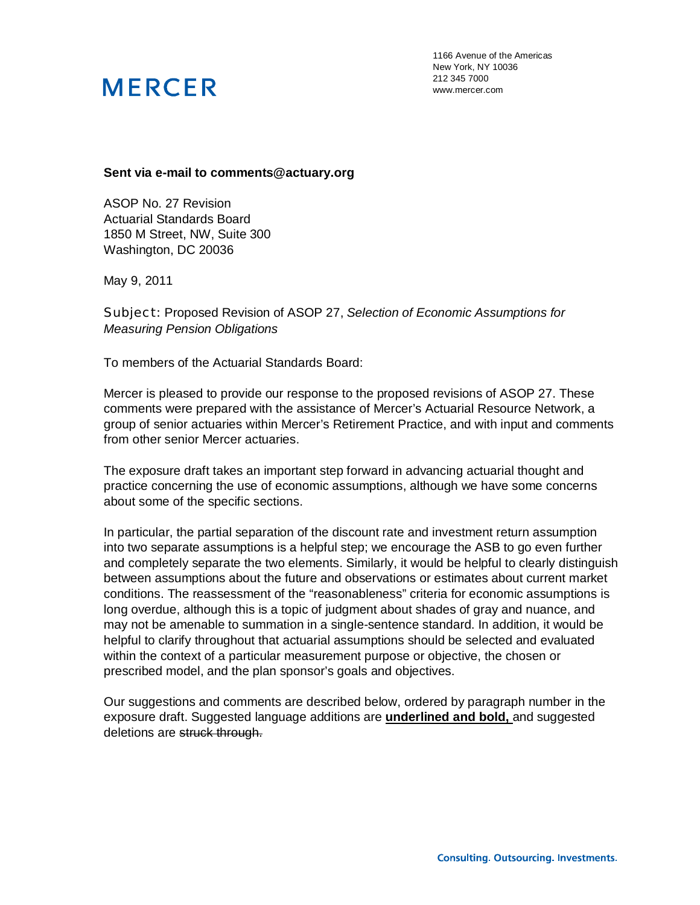MERCER

1166 Avenue of the Americas
New York, NY 10036
212 345 7000
www.mercer.com

**Sent via e-mail to comments@actuary.org**

ASOP No. 27 Revision
Actuarial Standards Board
1850 M Street, NW, Suite 300
Washington, DC 20036

May 9, 2011

Subject: Proposed Revision of ASOP 27, *Selection of Economic Assumptions for Measuring Pension Obligations*

To members of the Actuarial Standards Board:

Mercer is pleased to provide our response to the proposed revisions of ASOP 27. These comments were prepared with the assistance of Mercer's Actuarial Resource Network, a group of senior actuaries within Mercer's Retirement Practice, and with input and comments from other senior Mercer actuaries.

The exposure draft takes an important step forward in advancing actuarial thought and practice concerning the use of economic assumptions, although we have some concerns about some of the specific sections.

In particular, the partial separation of the discount rate and investment return assumption into two separate assumptions is a helpful step; we encourage the ASB to go even further and completely separate the two elements. Similarly, it would be helpful to clearly distinguish between assumptions about the future and observations or estimates about current market conditions. The reassessment of the "reasonableness" criteria for economic assumptions is long overdue, although this is a topic of judgment about shades of gray and nuance, and may not be amenable to summation in a single-sentence standard. In addition, it would be helpful to clarify throughout that actuarial assumptions should be selected and evaluated within the context of a particular measurement purpose or objective, the chosen or prescribed model, and the plan sponsor's goals and objectives.

Our suggestions and comments are described below, ordered by paragraph number in the exposure draft. Suggested language additions are **<u>underlined and bold,</u>** and suggested deletions are ~~struck through.~~

Consulting. Outsourcing. Investments.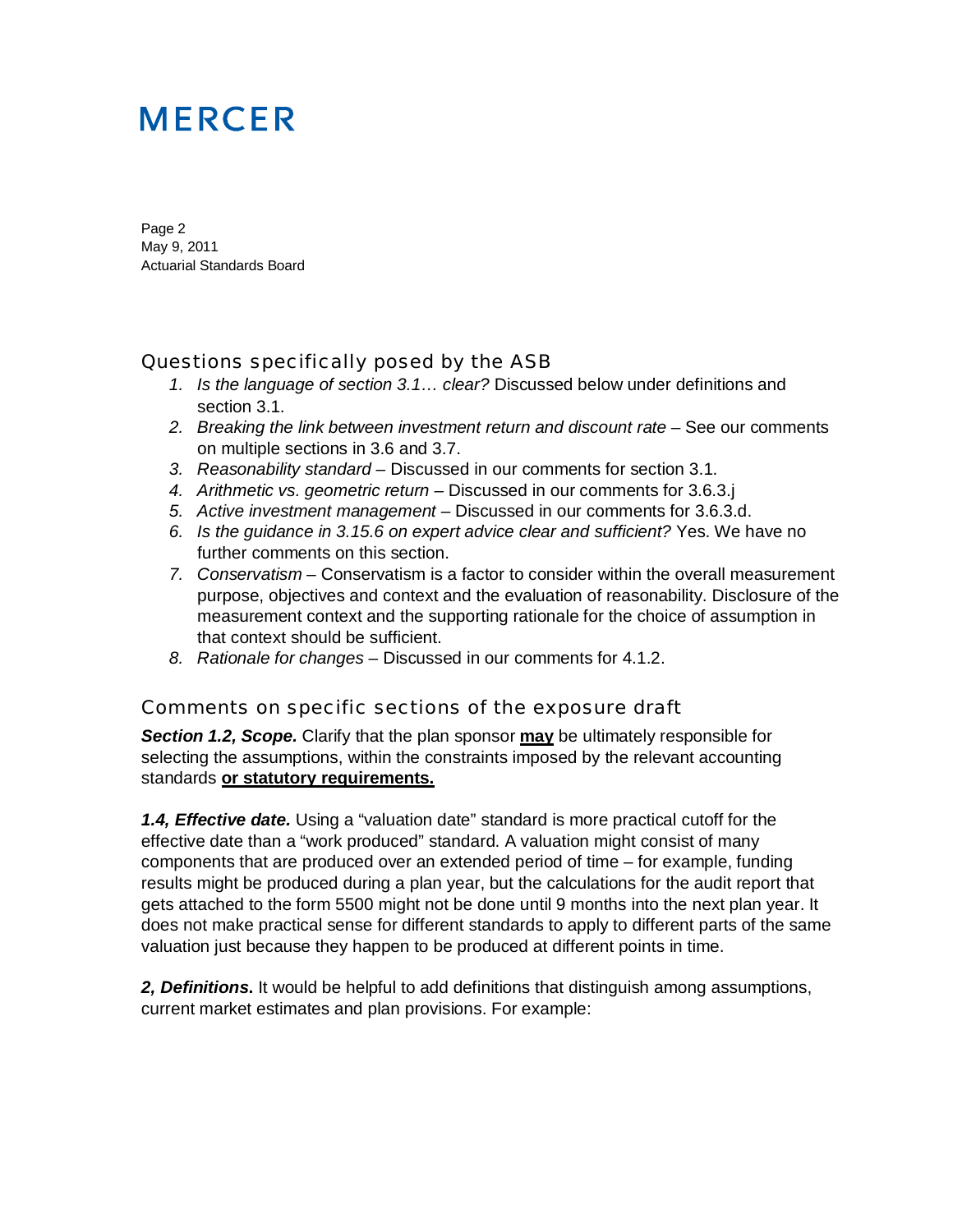## Questions specifically posed by the ASB

1. *Is the language of section 3.1… clear?* Discussed below under definitions and section 3.1.
2. *Breaking the link between investment return and discount rate* – See our comments on multiple sections in 3.6 and 3.7.
3. *Reasonability standard* – Discussed in our comments for section 3.1.
4. *Arithmetic vs. geometric return* – Discussed in our comments for 3.6.3.j
5. *Active investment management* – Discussed in our comments for 3.6.3.d.
6. *Is the guidance in 3.15.6 on expert advice clear and sufficient?* Yes. We have no further comments on this section.
7. *Conservatism* – Conservatism is a factor to consider within the overall measurement purpose, objectives and context and the evaluation of reasonability. Disclosure of the measurement context and the supporting rationale for the choice of assumption in that context should be sufficient.
8. *Rationale for changes* – Discussed in our comments for 4.1.2.

## Comments on specific sections of the exposure draft

***Section 1.2, Scope.*** Clarify that the plan sponsor **may** be ultimately responsible for selecting the assumptions, within the constraints imposed by the relevant accounting standards **or statutory requirements.**

***1.4, Effective date.*** Using a "valuation date" standard is more practical cutoff for the effective date than a "work produced" standard. A valuation might consist of many components that are produced over an extended period of time – for example, funding results might be produced during a plan year, but the calculations for the audit report that gets attached to the form 5500 might not be done until 9 months into the next plan year. It does not make practical sense for different standards to apply to different parts of the same valuation just because they happen to be produced at different points in time.

***2, Definitions.*** It would be helpful to add definitions that distinguish among assumptions, current market estimates and plan provisions. For example: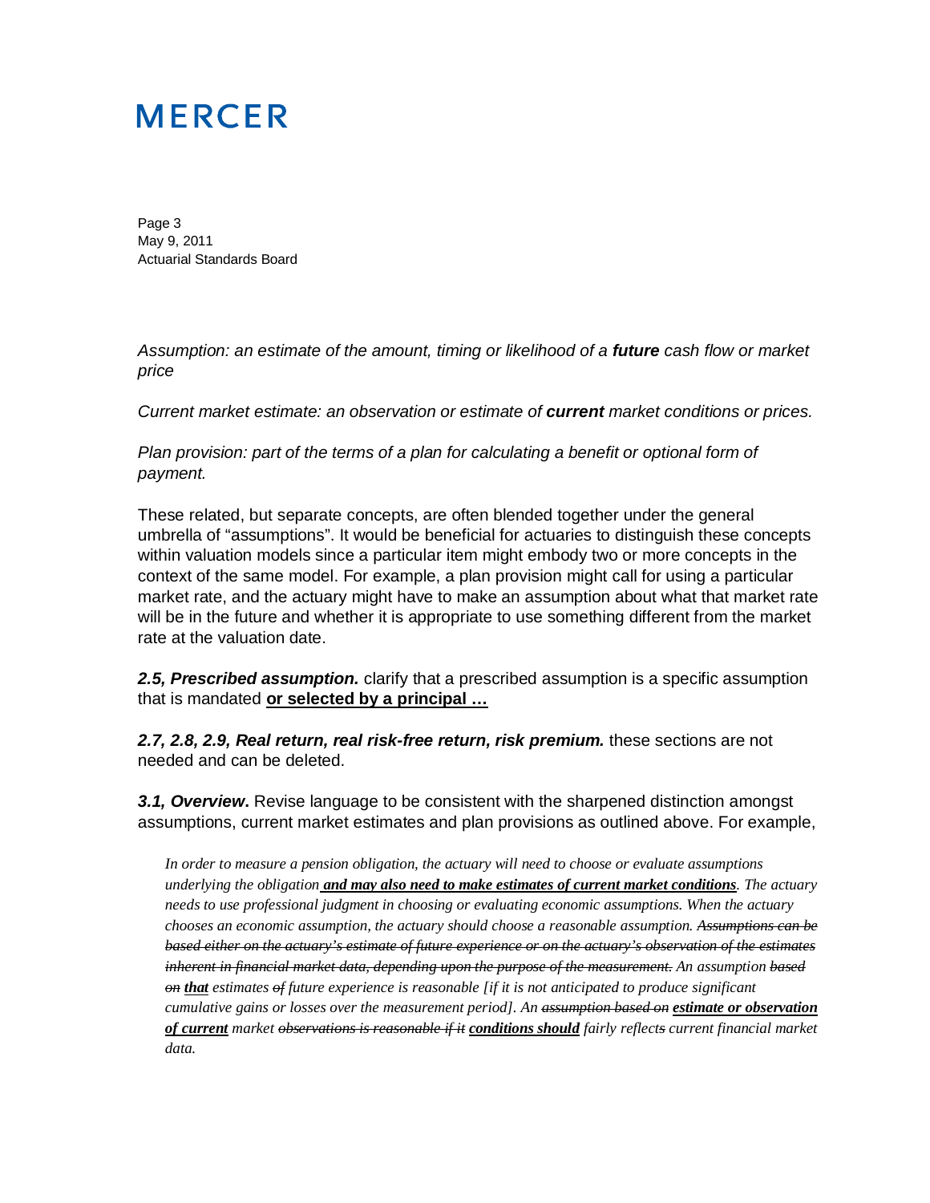*Assumption: an estimate of the amount, timing or likelihood of a **future** cash flow or market price*

*Current market estimate: an observation or estimate of **current** market conditions or prices.*

*Plan provision: part of the terms of a plan for calculating a benefit or optional form of payment.*

These related, but separate concepts, are often blended together under the general umbrella of "assumptions". It would be beneficial for actuaries to distinguish these concepts within valuation models since a particular item might embody two or more concepts in the context of the same model. For example, a plan provision might call for using a particular market rate, and the actuary might have to make an assumption about what that market rate will be in the future and whether it is appropriate to use something different from the market rate at the valuation date.

***2.5, Prescribed assumption.*** clarify that a prescribed assumption is a specific assumption that is mandated **<u>or selected by a principal …</u>**

***2.7, 2.8, 2.9, Real return, real risk-free return, risk premium.*** these sections are not needed and can be deleted.

***3.1, Overview.*** Revise language to be consistent with the sharpened distinction amongst assumptions, current market estimates and plan provisions as outlined above. For example,

> *In order to measure a pension obligation, the actuary will need to choose or evaluate assumptions underlying the obligation **<u>and may also need to make estimates of current market conditions</u>**. The actuary needs to use professional judgment in choosing or evaluating economic assumptions. When the actuary chooses an economic assumption, the actuary should choose a reasonable assumption. ~~Assumptions can be based either on the actuary's estimate of future experience or on the actuary's observation of the estimates inherent in financial market data, depending upon the purpose of the measurement.~~ An assumption ~~based on~~ **<u>that</u>** estimates ~~of~~ future experience is reasonable [if it is not anticipated to produce significant cumulative gains or losses over the measurement period]. An ~~assumption based on~~ **<u>estimate or observation of current</u>** market ~~observations is reasonable if it~~ **<u>conditions should</u>** fairly reflect~~s~~ current financial market data.*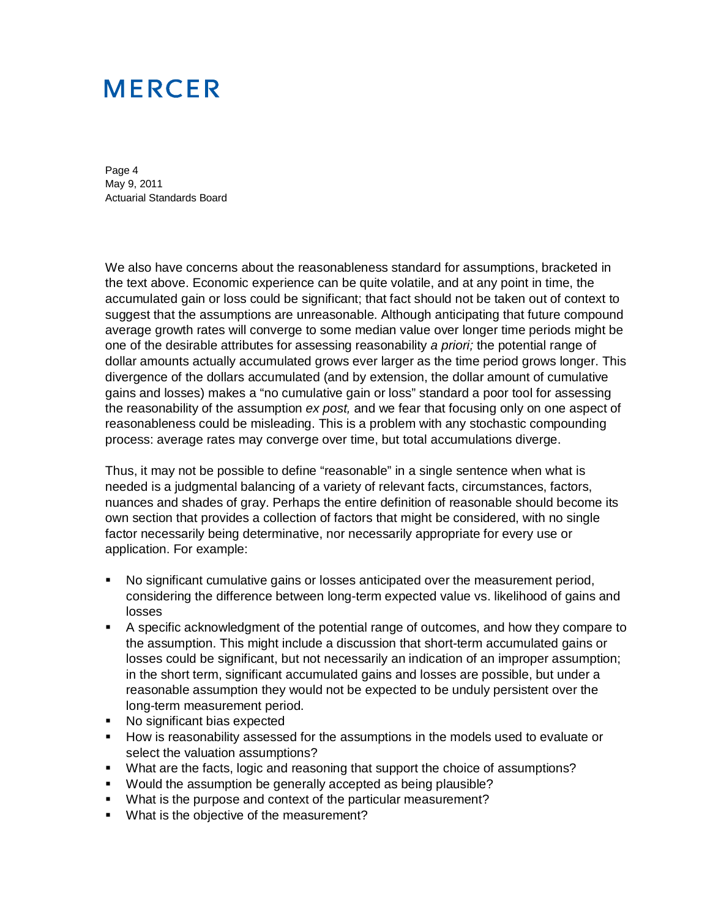We also have concerns about the reasonableness standard for assumptions, bracketed in the text above. Economic experience can be quite volatile, and at any point in time, the accumulated gain or loss could be significant; that fact should not be taken out of context to suggest that the assumptions are unreasonable. Although anticipating that future compound average growth rates will converge to some median value over longer time periods might be one of the desirable attributes for assessing reasonability *a priori;* the potential range of dollar amounts actually accumulated grows ever larger as the time period grows longer. This divergence of the dollars accumulated (and by extension, the dollar amount of cumulative gains and losses) makes a "no cumulative gain or loss" standard a poor tool for assessing the reasonability of the assumption *ex post,* and we fear that focusing only on one aspect of reasonableness could be misleading. This is a problem with any stochastic compounding process: average rates may converge over time, but total accumulations diverge.

Thus, it may not be possible to define "reasonable" in a single sentence when what is needed is a judgmental balancing of a variety of relevant facts, circumstances, factors, nuances and shades of gray. Perhaps the entire definition of reasonable should become its own section that provides a collection of factors that might be considered, with no single factor necessarily being determinative, nor necessarily appropriate for every use or application. For example:

- No significant cumulative gains or losses anticipated over the measurement period, considering the difference between long-term expected value vs. likelihood of gains and losses
- A specific acknowledgment of the potential range of outcomes, and how they compare to the assumption. This might include a discussion that short-term accumulated gains or losses could be significant, but not necessarily an indication of an improper assumption; in the short term, significant accumulated gains and losses are possible, but under a reasonable assumption they would not be expected to be unduly persistent over the long-term measurement period.
- No significant bias expected
- How is reasonability assessed for the assumptions in the models used to evaluate or select the valuation assumptions?
- What are the facts, logic and reasoning that support the choice of assumptions?
- Would the assumption be generally accepted as being plausible?
- What is the purpose and context of the particular measurement?
- What is the objective of the measurement?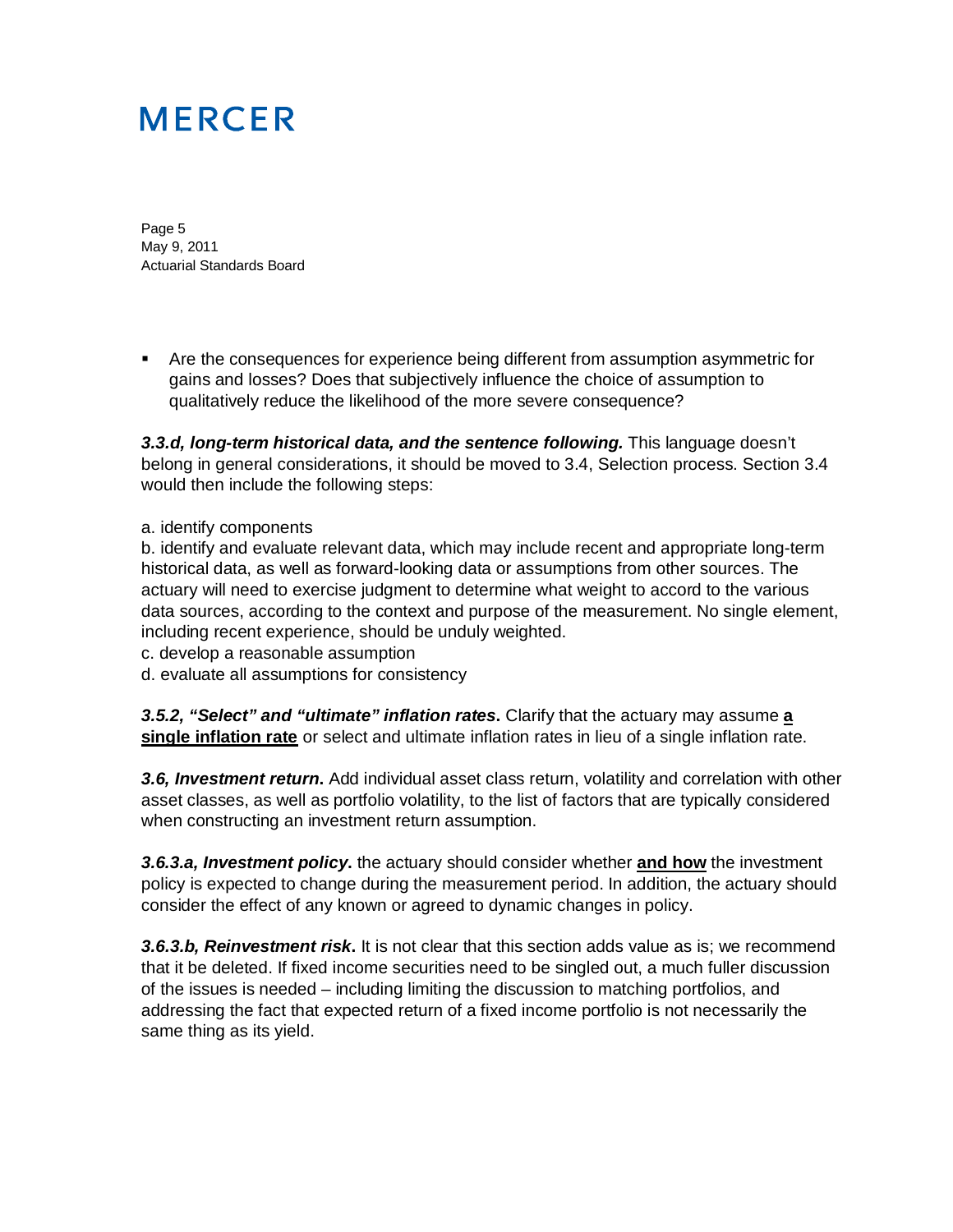- Are the consequences for experience being different from assumption asymmetric for gains and losses? Does that subjectively influence the choice of assumption to qualitatively reduce the likelihood of the more severe consequence?

***3.3.d, long-term historical data, and the sentence following.*** This language doesn't belong in general considerations, it should be moved to 3.4, Selection process. Section 3.4 would then include the following steps:

a. identify components
b. identify and evaluate relevant data, which may include recent and appropriate long-term historical data, as well as forward-looking data or assumptions from other sources. The actuary will need to exercise judgment to determine what weight to accord to the various data sources, according to the context and purpose of the measurement. No single element, including recent experience, should be unduly weighted.
c. develop a reasonable assumption
d. evaluate all assumptions for consistency

***3.5.2, "Select" and "ultimate" inflation rates*.** Clarify that the actuary may assume **a single inflation rate** or select and ultimate inflation rates in lieu of a single inflation rate.

***3.6, Investment return*.** Add individual asset class return, volatility and correlation with other asset classes, as well as portfolio volatility, to the list of factors that are typically considered when constructing an investment return assumption.

***3.6.3.a, Investment policy*.** the actuary should consider whether **and how** the investment policy is expected to change during the measurement period. In addition, the actuary should consider the effect of any known or agreed to dynamic changes in policy.

***3.6.3.b, Reinvestment risk*.** It is not clear that this section adds value as is; we recommend that it be deleted. If fixed income securities need to be singled out, a much fuller discussion of the issues is needed – including limiting the discussion to matching portfolios, and addressing the fact that expected return of a fixed income portfolio is not necessarily the same thing as its yield.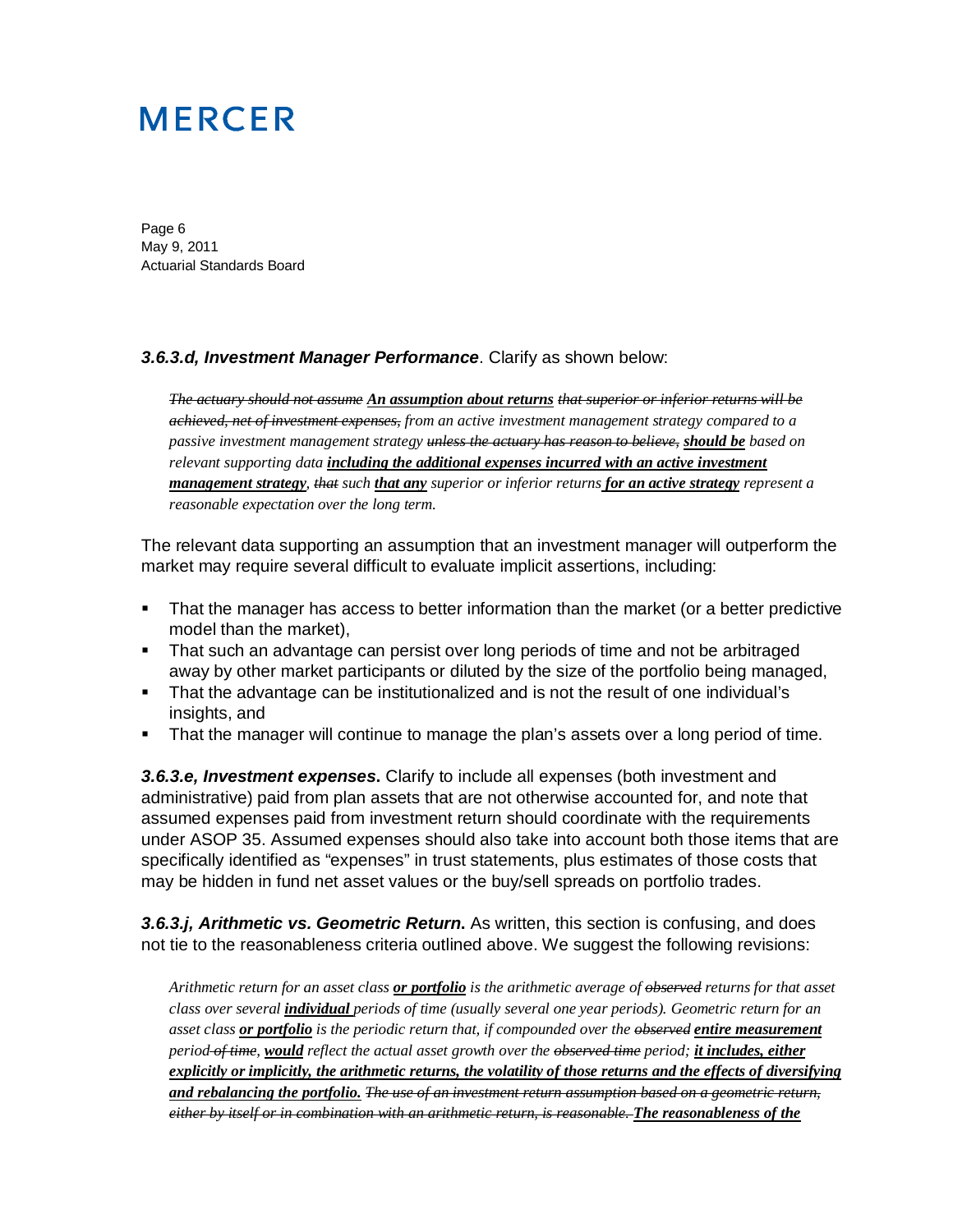***3.6.3.d, Investment Manager Performance***. Clarify as shown below:

> *~~The actuary should not assume~~ **An assumption about returns** ~~that superior or inferior returns will be achieved, net of investment expenses,~~ from an active investment management strategy compared to a passive investment management strategy ~~unless the actuary has reason to believe,~~ **should be** based on relevant supporting data **including the additional expenses incurred with an active investment management strategy**, ~~that~~ such **that any** superior or inferior returns **for an active strategy** represent a reasonable expectation over the long term.*

The relevant data supporting an assumption that an investment manager will outperform the market may require several difficult to evaluate implicit assertions, including:

- That the manager has access to better information than the market (or a better predictive model than the market),
- That such an advantage can persist over long periods of time and not be arbitraged away by other market participants or diluted by the size of the portfolio being managed,
- That the advantage can be institutionalized and is not the result of one individual's insights, and
- That the manager will continue to manage the plan's assets over a long period of time.

***3.6.3.e, Investment expenses.*** Clarify to include all expenses (both investment and administrative) paid from plan assets that are not otherwise accounted for, and note that assumed expenses paid from investment return should coordinate with the requirements under ASOP 35. Assumed expenses should also take into account both those items that are specifically identified as "expenses" in trust statements, plus estimates of those costs that may be hidden in fund net asset values or the buy/sell spreads on portfolio trades.

***3.6.3.j, Arithmetic vs. Geometric Return.*** As written, this section is confusing, and does not tie to the reasonableness criteria outlined above. We suggest the following revisions:

> *Arithmetic return for an asset class **or portfolio** is the arithmetic average of ~~observed~~ returns for that asset class over several **individual** periods of time (usually several one year periods). Geometric return for an asset class **or portfolio** is the periodic return that, if compounded over the ~~observed~~ **entire measurement** period ~~of time~~, **would** reflect the actual asset growth over the ~~observed time~~ period; **it includes, either explicitly or implicitly, the arithmetic returns, the volatility of those returns and the effects of diversifying and rebalancing the portfolio.** ~~The use of an investment return assumption based on a geometric return, either by itself or in combination with an arithmetic return, is reasonable.~~ **The reasonableness of the***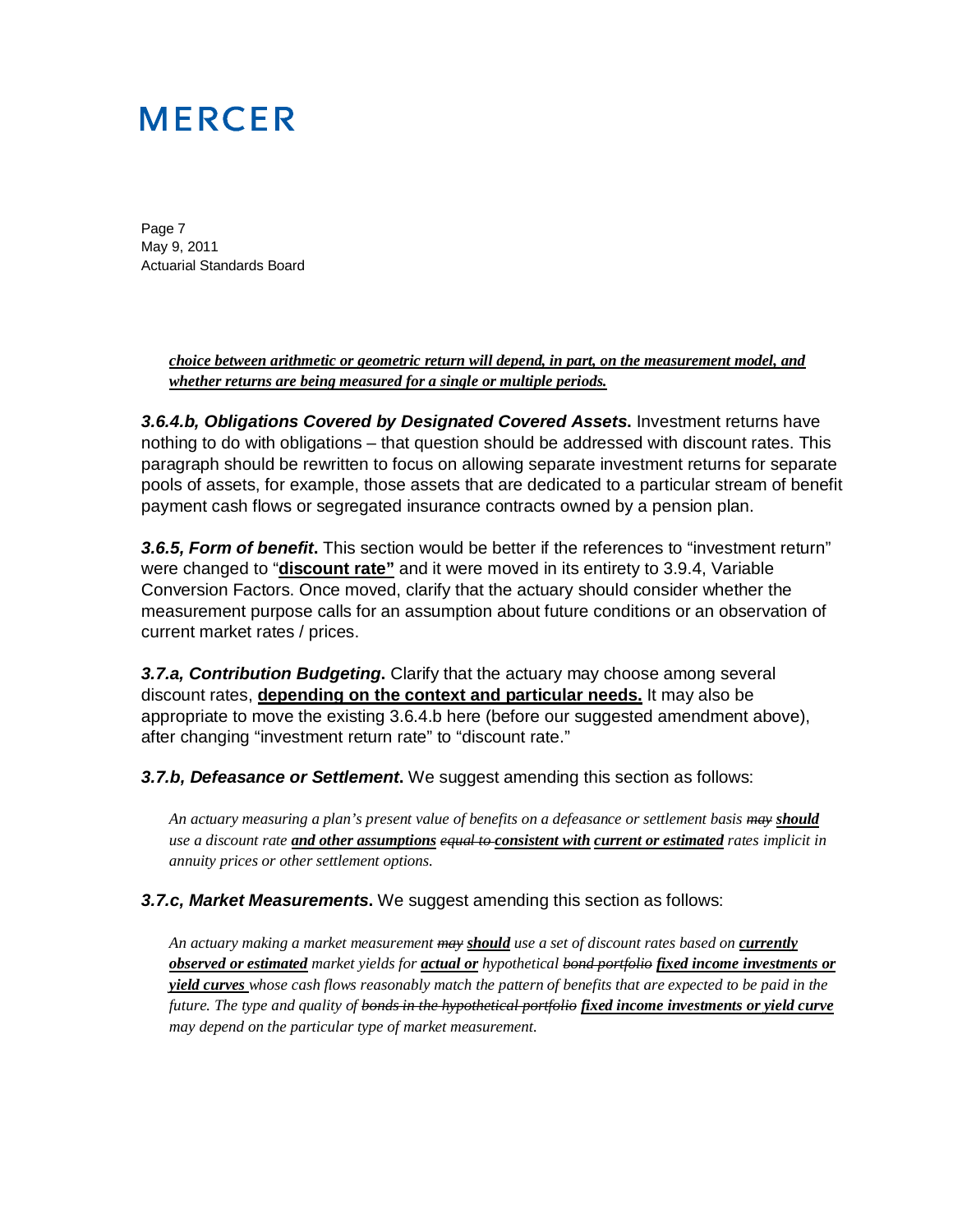*choice between arithmetic or geometric return will depend, in part, on the measurement model, and whether returns are being measured for a single or multiple periods.*

***3.6.4.b, Obligations Covered by Designated Covered Assets*.** Investment returns have nothing to do with obligations – that question should be addressed with discount rates. This paragraph should be rewritten to focus on allowing separate investment returns for separate pools of assets, for example, those assets that are dedicated to a particular stream of benefit payment cash flows or segregated insurance contracts owned by a pension plan.

***3.6.5, Form of benefit*.** This section would be better if the references to "investment return" were changed to "**discount rate"** and it were moved in its entirety to 3.9.4, Variable Conversion Factors. Once moved, clarify that the actuary should consider whether the measurement purpose calls for an assumption about future conditions or an observation of current market rates / prices.

***3.7.a, Contribution Budgeting*.** Clarify that the actuary may choose among several discount rates, **depending on the context and particular needs.** It may also be appropriate to move the existing 3.6.4.b here (before our suggested amendment above), after changing "investment return rate" to "discount rate."

***3.7.b, Defeasance or Settlement*.** We suggest amending this section as follows:

> *An actuary measuring a plan's present value of benefits on a defeasance or settlement basis ~~may~~ **should** use a discount rate **and other assumptions** ~~equal to~~ **consistent with** **current or estimated** rates implicit in annuity prices or other settlement options.*

***3.7.c, Market Measurements*.** We suggest amending this section as follows:

> *An actuary making a market measurement ~~may~~ **should** use a set of discount rates based on **currently observed or estimated** market yields for **actual or** hypothetical ~~bond portfolio~~ **fixed income investments or yield curves** whose cash flows reasonably match the pattern of benefits that are expected to be paid in the future. The type and quality of ~~bonds in the hypothetical portfolio~~ **fixed income investments or yield curve** may depend on the particular type of market measurement.*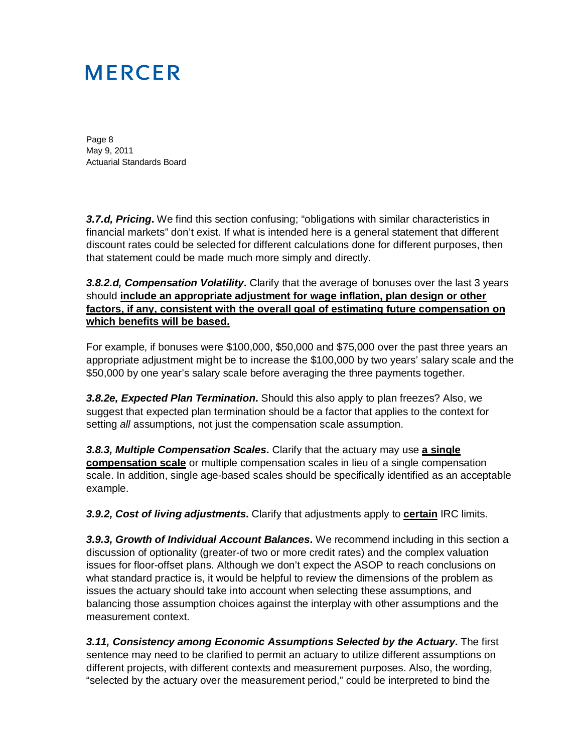***3.7.d, Pricing*.** We find this section confusing; “obligations with similar characteristics in financial markets” don’t exist. If what is intended here is a general statement that different discount rates could be selected for different calculations done for different purposes, then that statement could be made much more simply and directly.

***3.8.2.d, Compensation Volatility*.** Clarify that the average of bonuses over the last 3 years should **<u>include an appropriate adjustment for wage inflation, plan design or other factors, if any, consistent with the overall goal of estimating future compensation on which benefits will be based.</u>**

For example, if bonuses were $100,000, $50,000 and $75,000 over the past three years an appropriate adjustment might be to increase the $100,000 by two years’ salary scale and the $50,000 by one year’s salary scale before averaging the three payments together.

***3.8.2e, Expected Plan Termination*.** Should this also apply to plan freezes? Also, we suggest that expected plan termination should be a factor that applies to the context for setting *all* assumptions, not just the compensation scale assumption.

***3.8.3, Multiple Compensation Scales*.** Clarify that the actuary may use **<u>a single compensation scale</u>** or multiple compensation scales in lieu of a single compensation scale. In addition, single age-based scales should be specifically identified as an acceptable example.

***3.9.2, Cost of living adjustments*.** Clarify that adjustments apply to **<u>certain</u>** IRC limits.

***3.9.3, Growth of Individual Account Balances*.** We recommend including in this section a discussion of optionality (greater-of two or more credit rates) and the complex valuation issues for floor-offset plans. Although we don’t expect the ASOP to reach conclusions on what standard practice is, it would be helpful to review the dimensions of the problem as issues the actuary should take into account when selecting these assumptions, and balancing those assumption choices against the interplay with other assumptions and the measurement context.

***3.11, Consistency among Economic Assumptions Selected by the Actuary*.** The first sentence may need to be clarified to permit an actuary to utilize different assumptions on different projects, with different contexts and measurement purposes. Also, the wording, “selected by the actuary over the measurement period,” could be interpreted to bind the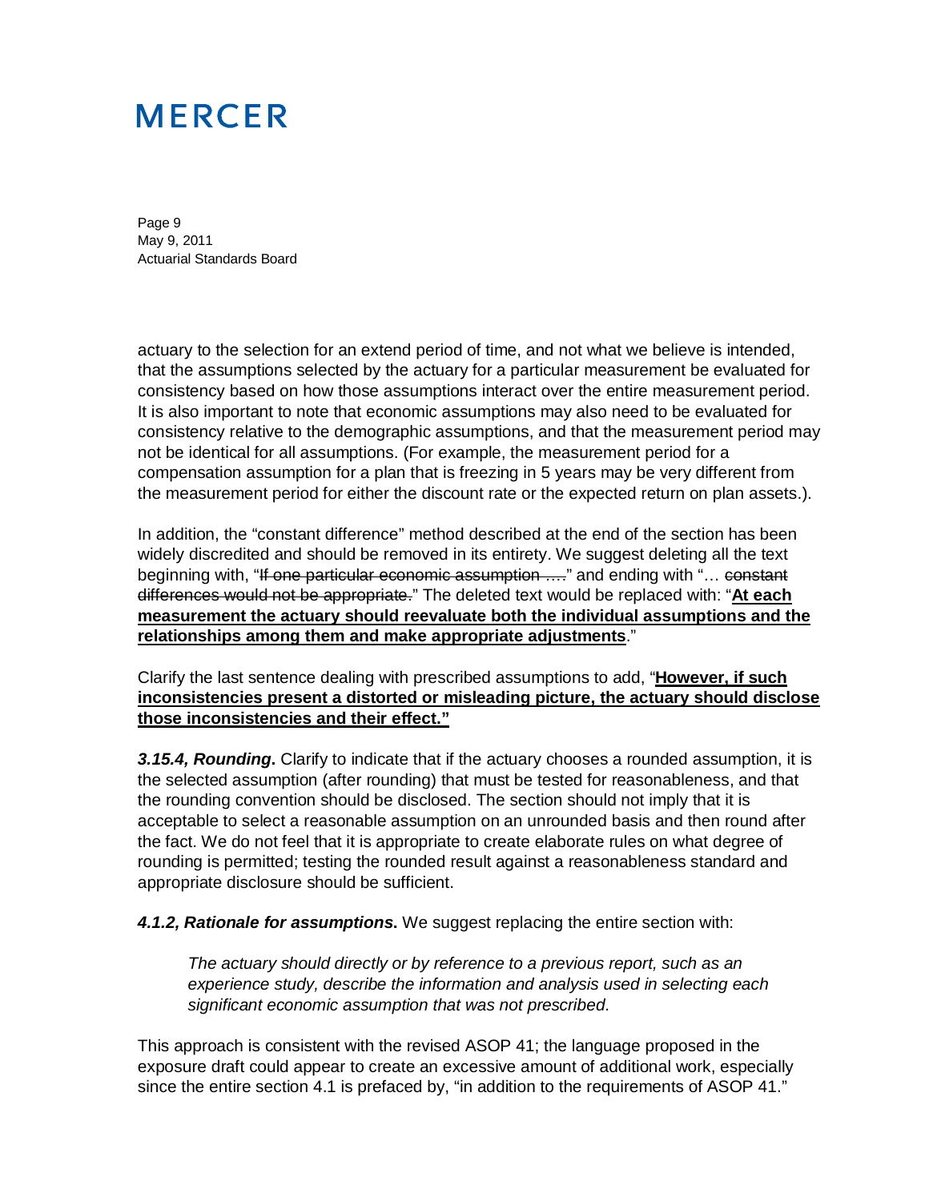actuary to the selection for an extend period of time, and not what we believe is intended, that the assumptions selected by the actuary for a particular measurement be evaluated for consistency based on how those assumptions interact over the entire measurement period. It is also important to note that economic assumptions may also need to be evaluated for consistency relative to the demographic assumptions, and that the measurement period may not be identical for all assumptions. (For example, the measurement period for a compensation assumption for a plan that is freezing in 5 years may be very different from the measurement period for either the discount rate or the expected return on plan assets.).

In addition, the "constant difference" method described at the end of the section has been widely discredited and should be removed in its entirety. We suggest deleting all the text beginning with, "~~If one particular economic assumption ….~~" and ending with "… ~~constant differences would not be appropriate.~~" The deleted text would be replaced with: "**<u>At each measurement the actuary should reevaluate both the individual assumptions and the relationships among them and make appropriate adjustments</u>**."

Clarify the last sentence dealing with prescribed assumptions to add, "**<u>However, if such inconsistencies present a distorted or misleading picture, the actuary should disclose those inconsistencies and their effect."</u>**

***3.15.4, Rounding*****.** Clarify to indicate that if the actuary chooses a rounded assumption, it is the selected assumption (after rounding) that must be tested for reasonableness, and that the rounding convention should be disclosed. The section should not imply that it is acceptable to select a reasonable assumption on an unrounded basis and then round after the fact. We do not feel that it is appropriate to create elaborate rules on what degree of rounding is permitted; testing the rounded result against a reasonableness standard and appropriate disclosure should be sufficient.

***4.1.2, Rationale for assumptions*****.** We suggest replacing the entire section with:

> *The actuary should directly or by reference to a previous report, such as an experience study, describe the information and analysis used in selecting each significant economic assumption that was not prescribed.*

This approach is consistent with the revised ASOP 41; the language proposed in the exposure draft could appear to create an excessive amount of additional work, especially since the entire section 4.1 is prefaced by, "in addition to the requirements of ASOP 41."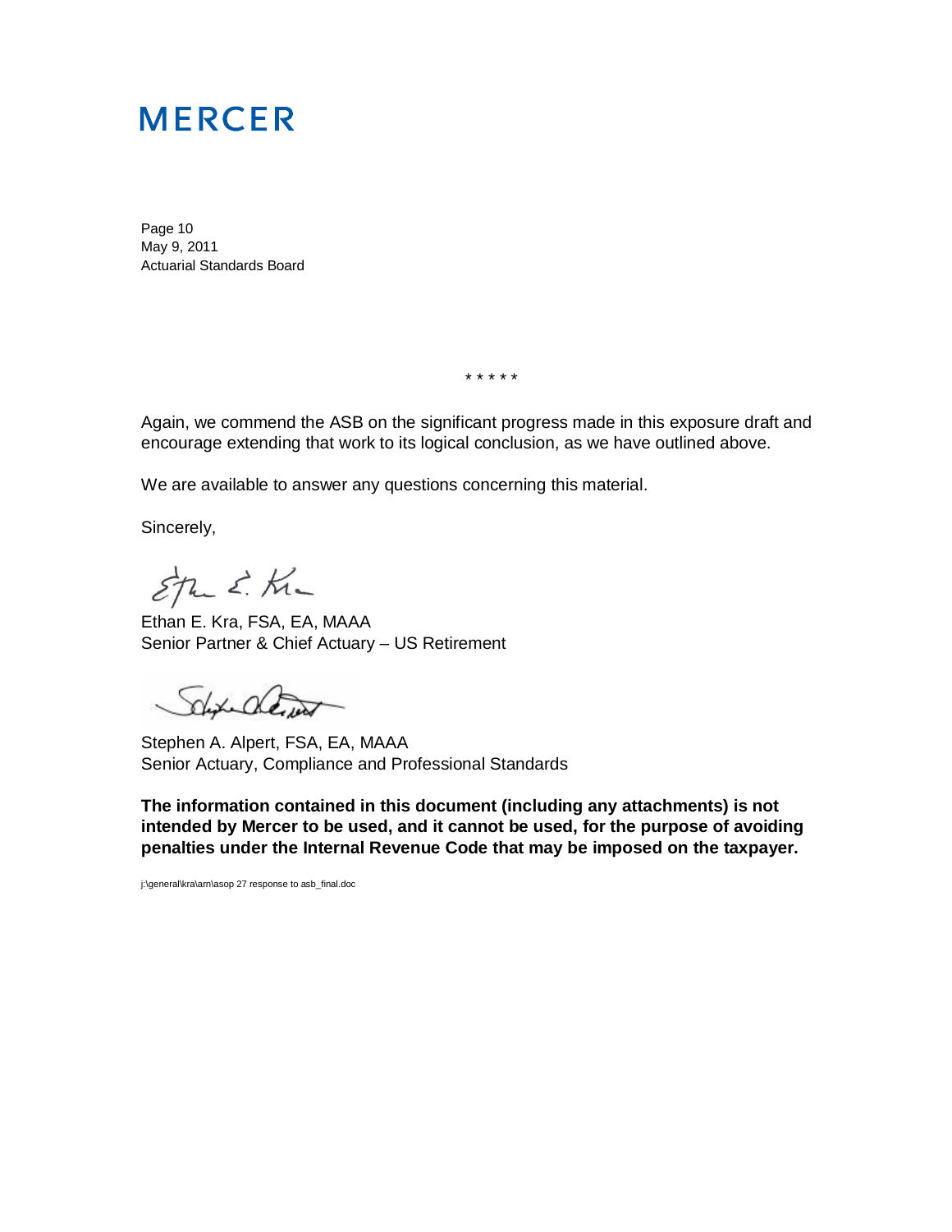\* \* \* \* \*

Again, we commend the ASB on the significant progress made in this exposure draft and encourage extending that work to its logical conclusion, as we have outlined above.

We are available to answer any questions concerning this material.

Sincerely,

Ethan E. Kra, FSA, EA, MAAA
Senior Partner & Chief Actuary – US Retirement

Stephen A. Alpert, FSA, EA, MAAA
Senior Actuary, Compliance and Professional Standards

**The information contained in this document (including any attachments) is not intended by Mercer to be used, and it cannot be used, for the purpose of avoiding penalties under the Internal Revenue Code that may be imposed on the taxpayer.**

j:\general\kra\arn\asop 27 response to asb_final.doc